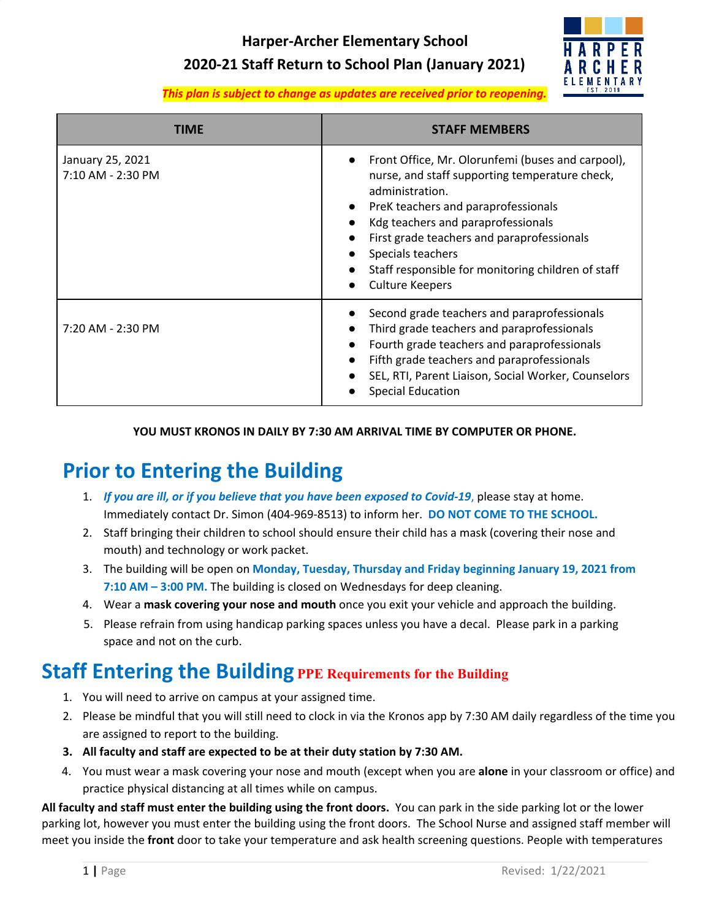# Harper-Archer Elementary School

## 2020-21 Staff Return to School Plan (January 2021)

***This plan is subject to change as updates are received prior to reopening.***

| TIME | STAFF MEMBERS |
|---|---|
| January 25, 2021<br>7:10 AM - 2:30 PM | • Front Office, Mr. Olorunfemi (buses and carpool), nurse, and staff supporting temperature check, administration.<br>• PreK teachers and paraprofessionals<br>• Kdg teachers and paraprofessionals<br>• First grade teachers and paraprofessionals<br>• Specials teachers<br>• Staff responsible for monitoring children of staff<br>• Culture Keepers |
| 7:20 AM - 2:30 PM | • Second grade teachers and paraprofessionals<br>• Third grade teachers and paraprofessionals<br>• Fourth grade teachers and paraprofessionals<br>• Fifth grade teachers and paraprofessionals<br>• SEL, RTI, Parent Liaison, Social Worker, Counselors<br>• Special Education |

**YOU MUST KRONOS IN DAILY BY 7:30 AM ARRIVAL TIME BY COMPUTER OR PHONE.**

## Prior to Entering the Building

1. ***If you are ill, or if you believe that you have been exposed to Covid-19***, please stay at home. Immediately contact Dr. Simon (404-969-8513) to inform her. **DO NOT COME TO THE SCHOOL.**
2. Staff bringing their children to school should ensure their child has a mask (covering their nose and mouth) and technology or work packet.
3. The building will be open on **Monday, Tuesday, Thursday and Friday beginning January 19, 2021 from 7:10 AM – 3:00 PM.** The building is closed on Wednesdays for deep cleaning.
4. Wear a **mask covering your nose and mouth** once you exit your vehicle and approach the building.
5. Please refrain from using handicap parking spaces unless you have a decal. Please park in a parking space and not on the curb.

## Staff Entering the Building **PPE Requirements for the Building**

1. You will need to arrive on campus at your assigned time.
2. Please be mindful that you will still need to clock in via the Kronos app by 7:30 AM daily regardless of the time you are assigned to report to the building.
3. **All faculty and staff are expected to be at their duty station by 7:30 AM.**
4. You must wear a mask covering your nose and mouth (except when you are **alone** in your classroom or office) and practice physical distancing at all times while on campus.

**All faculty and staff must enter the building using the front doors.** You can park in the side parking lot or the lower parking lot, however you must enter the building using the front doors. The School Nurse and assigned staff member will meet you inside the **front** door to take your temperature and ask health screening questions. People with temperatures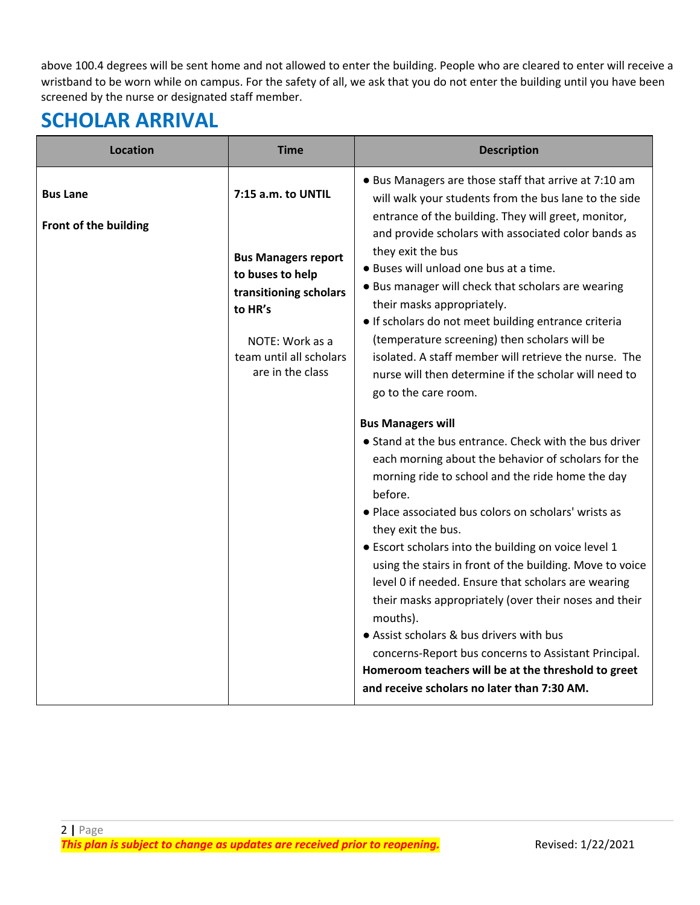above 100.4 degrees will be sent home and not allowed to enter the building. People who are cleared to enter will receive a wristband to be worn while on campus. For the safety of all, we ask that you do not enter the building until you have been screened by the nurse or designated staff member.

## SCHOLAR ARRIVAL

| Location | Time | Description |
|---|---|---|
| **Bus Lane**<br><br>**Front of the building** | **7:15 a.m. to UNTIL**<br><br>**Bus Managers report to buses to help transitioning scholars to HR's**<br><br>NOTE: Work as a team until all scholars are in the class | ● Bus Managers are those staff that arrive at 7:10 am will walk your students from the bus lane to the side entrance of the building. They will greet, monitor, and provide scholars with associated color bands as they exit the bus<br>● Buses will unload one bus at a time.<br>● Bus manager will check that scholars are wearing their masks appropriately.<br>● If scholars do not meet building entrance criteria (temperature screening) then scholars will be isolated. A staff member will retrieve the nurse. The nurse will then determine if the scholar will need to go to the care room.<br><br>**Bus Managers will**<br>● Stand at the bus entrance. Check with the bus driver each morning about the behavior of scholars for the morning ride to school and the ride home the day before.<br>● Place associated bus colors on scholars' wrists as they exit the bus.<br>● Escort scholars into the building on voice level 1 using the stairs in front of the building. Move to voice level 0 if needed. Ensure that scholars are wearing their masks appropriately (over their noses and their mouths).<br>● Assist scholars & bus drivers with bus concerns-Report bus concerns to Assistant Principal.<br>**Homeroom teachers will be at the threshold to greet and receive scholars no later than 7:30 AM.** |

***This plan is subject to change as updates are received prior to reopening.*** Revised: 1/22/2021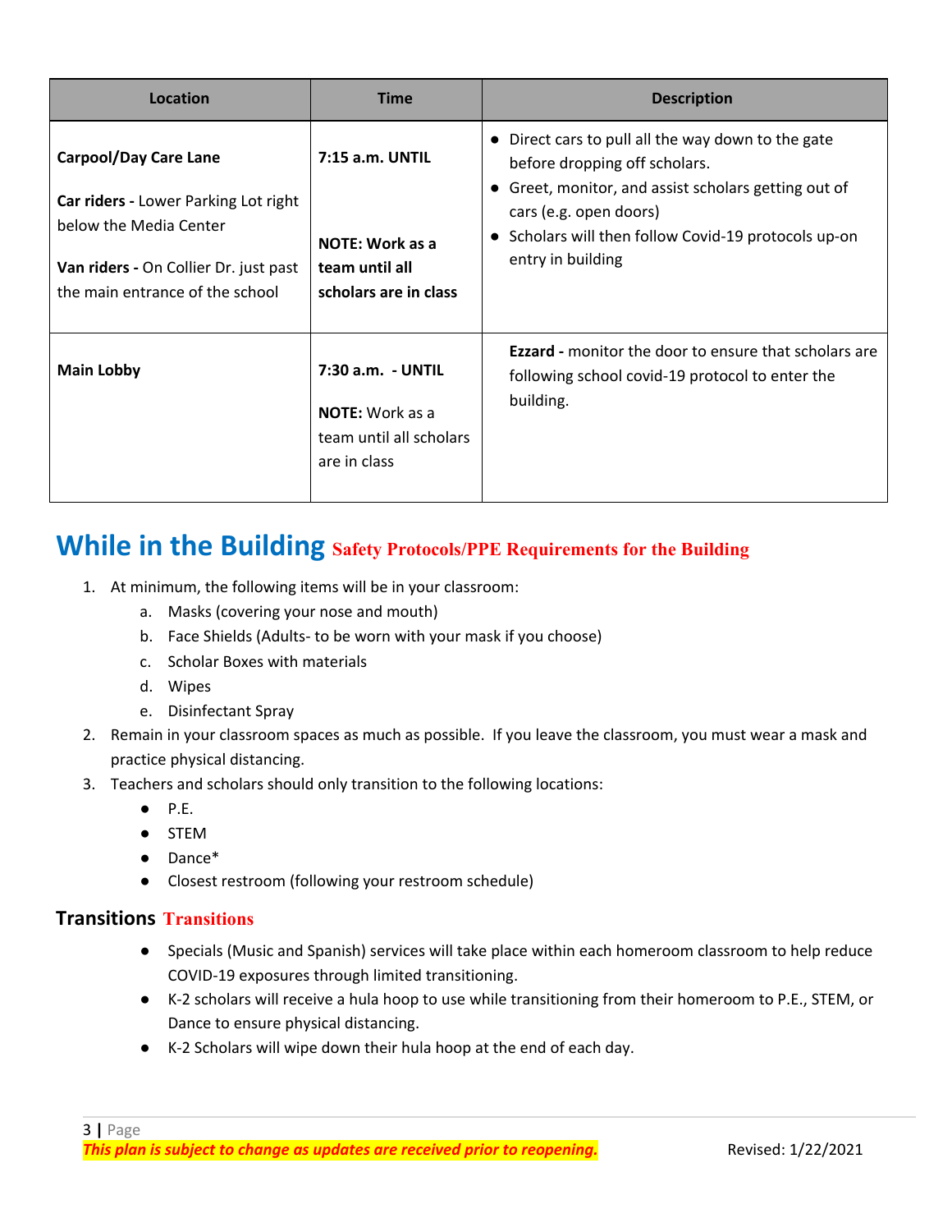| Location | Time | Description |
| --- | --- | --- |
| **Carpool/Day Care Lane**<br><br>**Car riders -** Lower Parking Lot right below the Media Center<br><br>**Van riders -** On Collier Dr. just past the main entrance of the school | **7:15 a.m. UNTIL**<br><br>**NOTE: Work as a team until all scholars are in class** | ● Direct cars to pull all the way down to the gate before dropping off scholars.<br>● Greet, monitor, and assist scholars getting out of cars (e.g. open doors)<br>● Scholars will then follow Covid-19 protocols up-on entry in building |
| **Main Lobby** | **7:30 a.m. - UNTIL**<br><br>**NOTE:** Work as a team until all scholars are in class | **Ezzard -** monitor the door to ensure that scholars are following school covid-19 protocol to enter the building. |

## While in the Building Safety Protocols/PPE Requirements for the Building

1. At minimum, the following items will be in your classroom:
   a. Masks (covering your nose and mouth)
   b. Face Shields (Adults- to be worn with your mask if you choose)
   c. Scholar Boxes with materials
   d. Wipes
   e. Disinfectant Spray
2. Remain in your classroom spaces as much as possible. If you leave the classroom, you must wear a mask and practice physical distancing.
3. Teachers and scholars should only transition to the following locations:
   - P.E.
   - STEM
   - Dance*
   - Closest restroom (following your restroom schedule)

### Transitions Transitions

- Specials (Music and Spanish) services will take place within each homeroom classroom to help reduce COVID-19 exposures through limited transitioning.
- K-2 scholars will receive a hula hoop to use while transitioning from their homeroom to P.E., STEM, or Dance to ensure physical distancing.
- K-2 Scholars will wipe down their hula hoop at the end of each day.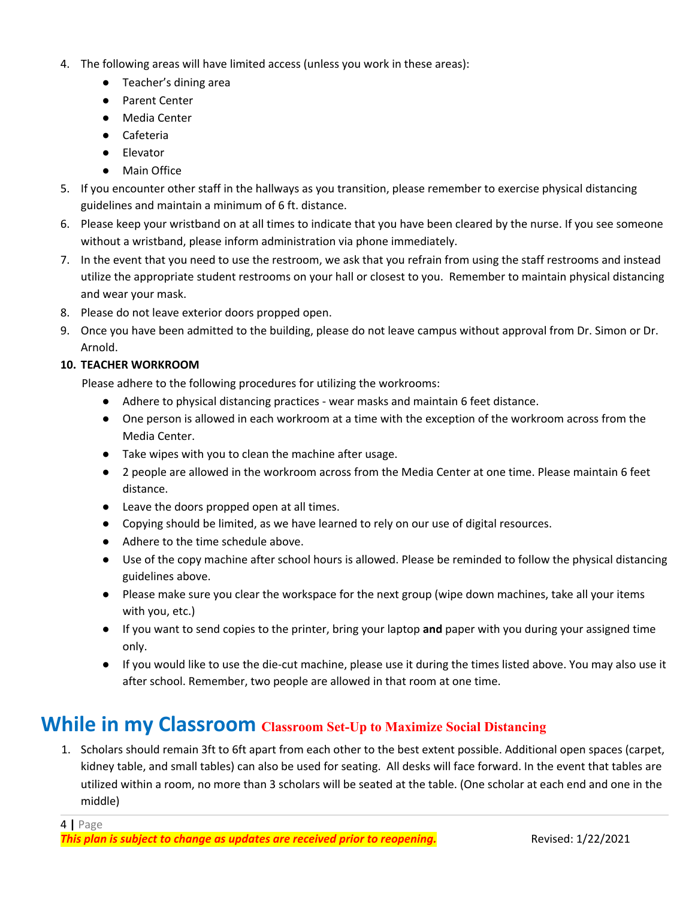4. The following areas will have limited access (unless you work in these areas):
    - Teacher's dining area
    - Parent Center
    - Media Center
    - Cafeteria
    - Elevator
    - Main Office
5. If you encounter other staff in the hallways as you transition, please remember to exercise physical distancing guidelines and maintain a minimum of 6 ft. distance.
6. Please keep your wristband on at all times to indicate that you have been cleared by the nurse. If you see someone without a wristband, please inform administration via phone immediately.
7. In the event that you need to use the restroom, we ask that you refrain from using the staff restrooms and instead utilize the appropriate student restrooms on your hall or closest to you. Remember to maintain physical distancing and wear your mask.
8. Please do not leave exterior doors propped open.
9. Once you have been admitted to the building, please do not leave campus without approval from Dr. Simon or Dr. Arnold.
10. **TEACHER WORKROOM**

    Please adhere to the following procedures for utilizing the workrooms:
    - Adhere to physical distancing practices - wear masks and maintain 6 feet distance.
    - One person is allowed in each workroom at a time with the exception of the workroom across from the Media Center.
    - Take wipes with you to clean the machine after usage.
    - 2 people are allowed in the workroom across from the Media Center at one time. Please maintain 6 feet distance.
    - Leave the doors propped open at all times.
    - Copying should be limited, as we have learned to rely on our use of digital resources.
    - Adhere to the time schedule above.
    - Use of the copy machine after school hours is allowed. Please be reminded to follow the physical distancing guidelines above.
    - Please make sure you clear the workspace for the next group (wipe down machines, take all your items with you, etc.)
    - If you want to send copies to the printer, bring your laptop **and** paper with you during your assigned time only.
    - If you would like to use the die-cut machine, please use it during the times listed above. You may also use it after school. Remember, two people are allowed in that room at one time.

## While in my Classroom **Classroom Set-Up to Maximize Social Distancing**

1. Scholars should remain 3ft to 6ft apart from each other to the best extent possible. Additional open spaces (carpet, kidney table, and small tables) can also be used for seating. All desks will face forward. In the event that tables are utilized within a room, no more than 3 scholars will be seated at the table. (One scholar at each end and one in the middle)

***This plan is subject to change as updates are received prior to reopening.*** Revised: 1/22/2021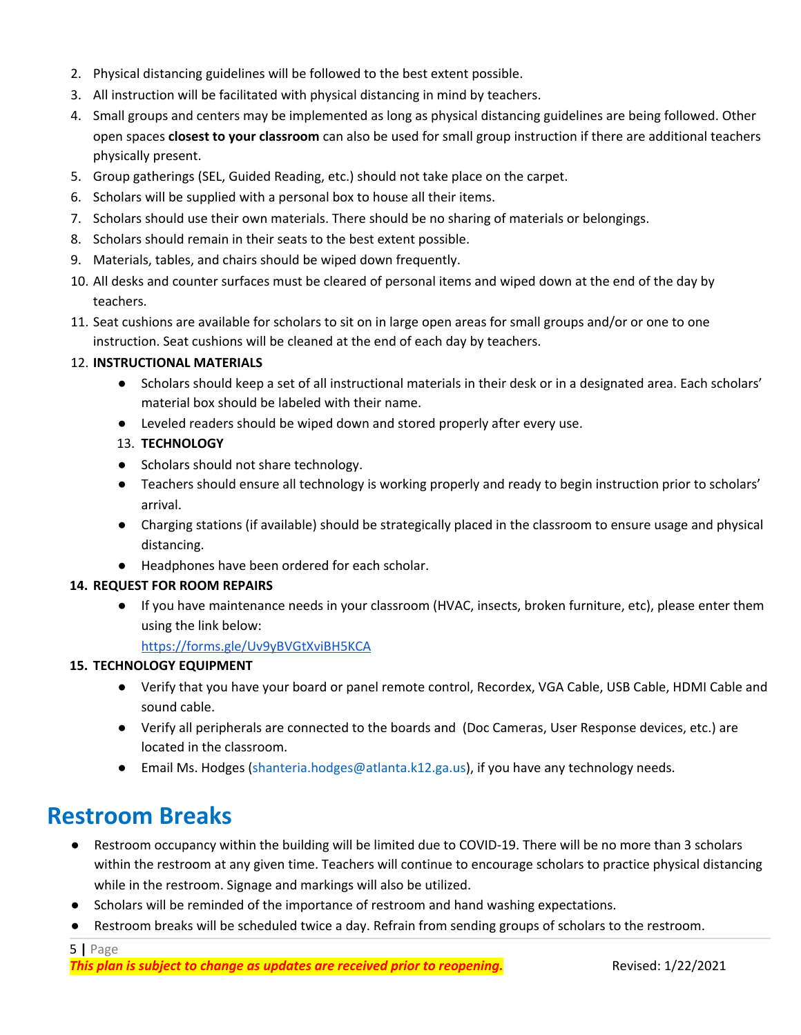2. Physical distancing guidelines will be followed to the best extent possible.
3. All instruction will be facilitated with physical distancing in mind by teachers.
4. Small groups and centers may be implemented as long as physical distancing guidelines are being followed. Other open spaces **closest to your classroom** can also be used for small group instruction if there are additional teachers physically present.
5. Group gatherings (SEL, Guided Reading, etc.) should not take place on the carpet.
6. Scholars will be supplied with a personal box to house all their items.
7. Scholars should use their own materials. There should be no sharing of materials or belongings.
8. Scholars should remain in their seats to the best extent possible.
9. Materials, tables, and chairs should be wiped down frequently.
10. All desks and counter surfaces must be cleared of personal items and wiped down at the end of the day by teachers.
11. Seat cushions are available for scholars to sit on in large open areas for small groups and/or or one to one instruction. Seat cushions will be cleaned at the end of each day by teachers.
12. **INSTRUCTIONAL MATERIALS**
    - Scholars should keep a set of all instructional materials in their desk or in a designated area. Each scholars' material box should be labeled with their name.
    - Leveled readers should be wiped down and stored properly after every use.
13. **TECHNOLOGY**
    - Scholars should not share technology.
    - Teachers should ensure all technology is working properly and ready to begin instruction prior to scholars' arrival.
    - Charging stations (if available) should be strategically placed in the classroom to ensure usage and physical distancing.
    - Headphones have been ordered for each scholar.
14. **REQUEST FOR ROOM REPAIRS**
    - If you have maintenance needs in your classroom (HVAC, insects, broken furniture, etc), please enter them using the link below:
      https://forms.gle/Uv9yBVGtXviBH5KCA
15. **TECHNOLOGY EQUIPMENT**
    - Verify that you have your board or panel remote control, Recordex, VGA Cable, USB Cable, HDMI Cable and sound cable.
    - Verify all peripherals are connected to the boards and (Doc Cameras, User Response devices, etc.) are located in the classroom.
    - Email Ms. Hodges (shanteria.hodges@atlanta.k12.ga.us), if you have any technology needs.

# Restroom Breaks

- Restroom occupancy within the building will be limited due to COVID-19. There will be no more than 3 scholars within the restroom at any given time. Teachers will continue to encourage scholars to practice physical distancing while in the restroom. Signage and markings will also be utilized.
- Scholars will be reminded of the importance of restroom and hand washing expectations.
- Restroom breaks will be scheduled twice a day. Refrain from sending groups of scholars to the restroom.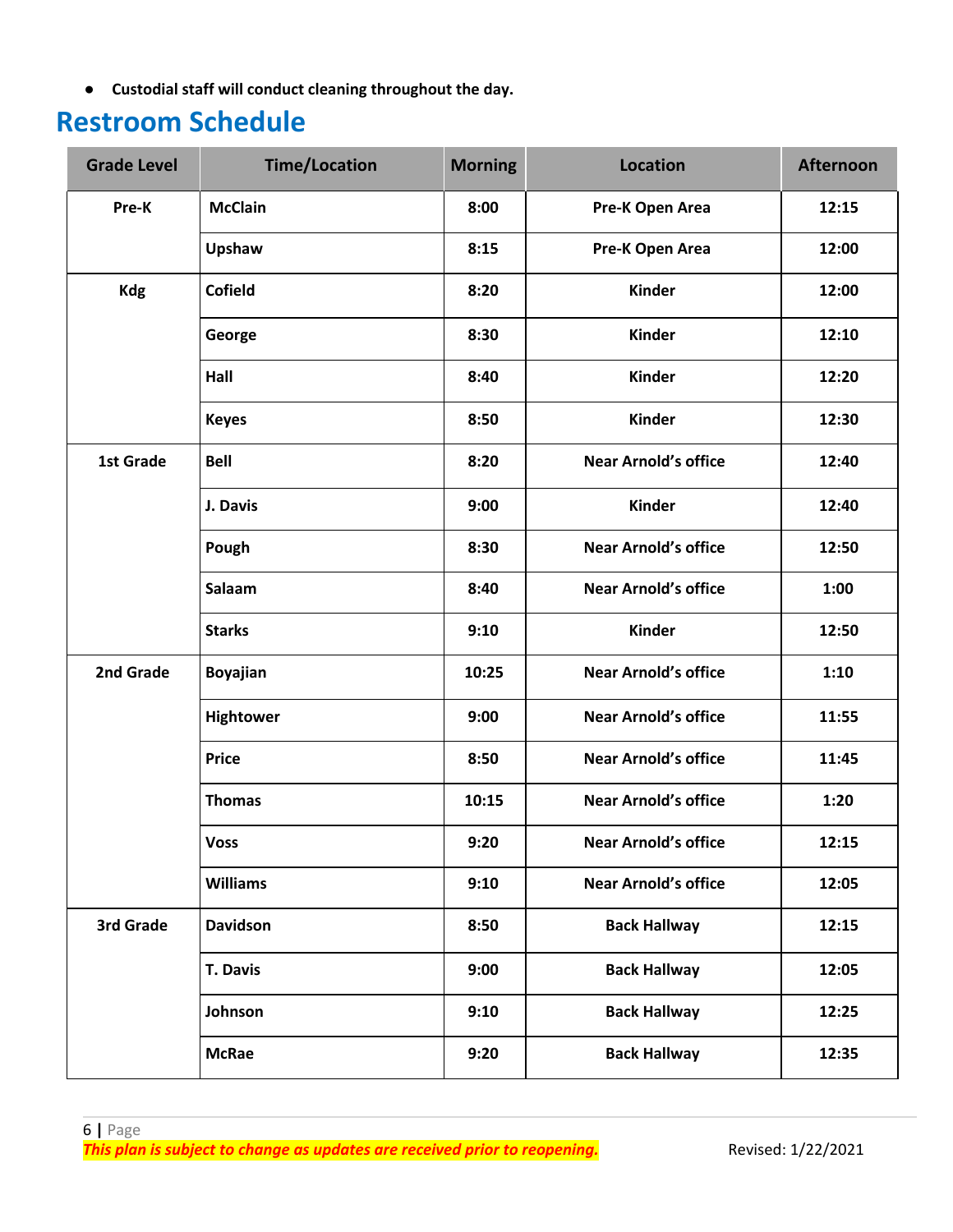- **Custodial staff will conduct cleaning throughout the day.**

## Restroom Schedule

| Grade Level | Time/Location | Morning | Location | Afternoon |
|---|---|---|---|---|
| **Pre-K** | **McClain** | **8:00** | **Pre-K Open Area** | **12:15** |
| | **Upshaw** | **8:15** | **Pre-K Open Area** | **12:00** |
| **Kdg** | **Cofield** | **8:20** | **Kinder** | **12:00** |
| | **George** | **8:30** | **Kinder** | **12:10** |
| | **Hall** | **8:40** | **Kinder** | **12:20** |
| | **Keyes** | **8:50** | **Kinder** | **12:30** |
| **1st Grade** | **Bell** | **8:20** | **Near Arnold's office** | **12:40** |
| | **J. Davis** | **9:00** | **Kinder** | **12:40** |
| | **Pough** | **8:30** | **Near Arnold's office** | **12:50** |
| | **Salaam** | **8:40** | **Near Arnold's office** | **1:00** |
| | **Starks** | **9:10** | **Kinder** | **12:50** |
| **2nd Grade** | **Boyajian** | **10:25** | **Near Arnold's office** | **1:10** |
| | **Hightower** | **9:00** | **Near Arnold's office** | **11:55** |
| | **Price** | **8:50** | **Near Arnold's office** | **11:45** |
| | **Thomas** | **10:15** | **Near Arnold's office** | **1:20** |
| | **Voss** | **9:20** | **Near Arnold's office** | **12:15** |
| | **Williams** | **9:10** | **Near Arnold's office** | **12:05** |
| **3rd Grade** | **Davidson** | **8:50** | **Back Hallway** | **12:15** |
| | **T. Davis** | **9:00** | **Back Hallway** | **12:05** |
| | **Johnson** | **9:10** | **Back Hallway** | **12:25** |
| | **McRae** | **9:20** | **Back Hallway** | **12:35** |

***This plan is subject to change as updates are received prior to reopening.*** Revised: 1/22/2021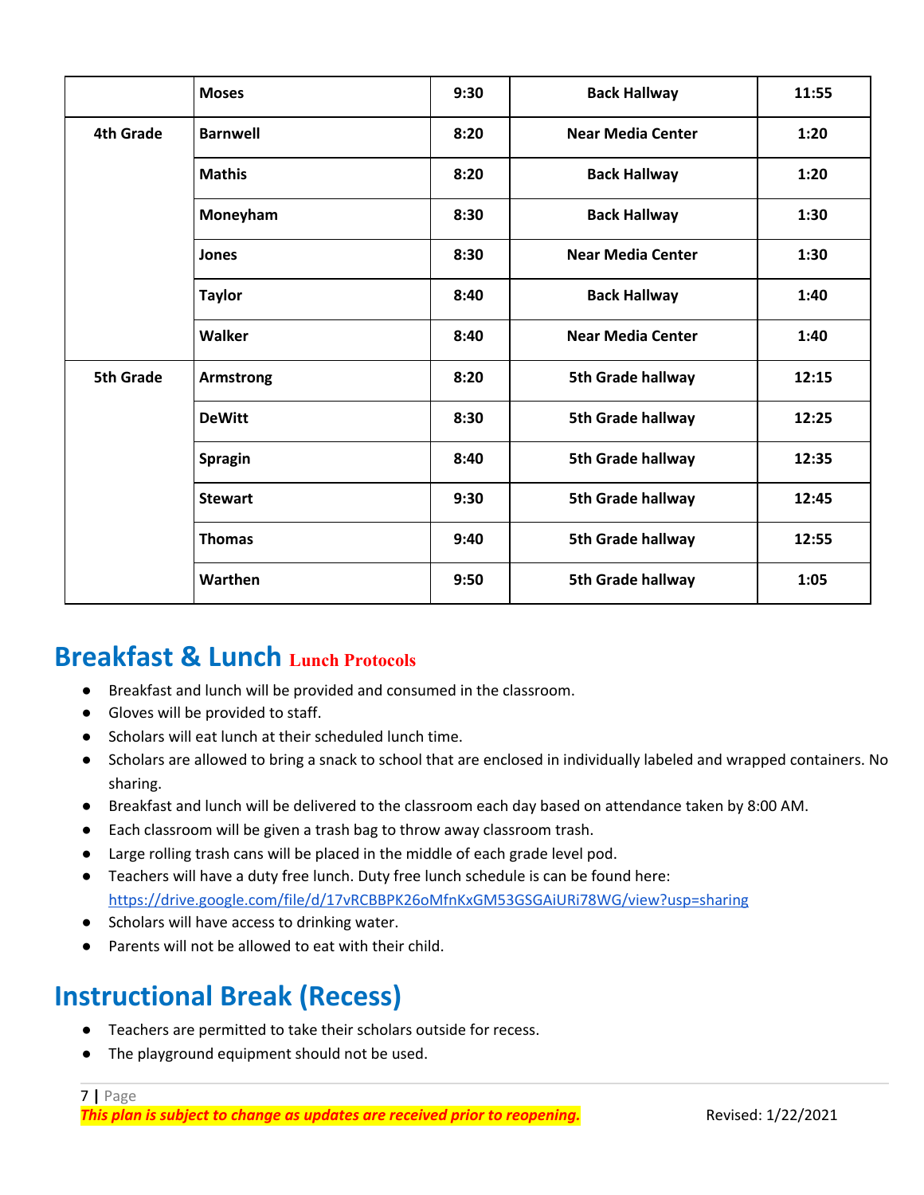| | | | | |
|---|---|---|---|---|
| | **Moses** | **9:30** | **Back Hallway** | **11:55** |
| **4th Grade** | **Barnwell** | **8:20** | **Near Media Center** | **1:20** |
| | **Mathis** | **8:20** | **Back Hallway** | **1:20** |
| | **Moneyham** | **8:30** | **Back Hallway** | **1:30** |
| | **Jones** | **8:30** | **Near Media Center** | **1:30** |
| | **Taylor** | **8:40** | **Back Hallway** | **1:40** |
| | **Walker** | **8:40** | **Near Media Center** | **1:40** |
| **5th Grade** | **Armstrong** | **8:20** | **5th Grade hallway** | **12:15** |
| | **DeWitt** | **8:30** | **5th Grade hallway** | **12:25** |
| | **Spragin** | **8:40** | **5th Grade hallway** | **12:35** |
| | **Stewart** | **9:30** | **5th Grade hallway** | **12:45** |
| | **Thomas** | **9:40** | **5th Grade hallway** | **12:55** |
| | **Warthen** | **9:50** | **5th Grade hallway** | **1:05** |

## Breakfast & Lunch **Lunch Protocols**

- Breakfast and lunch will be provided and consumed in the classroom.
- Gloves will be provided to staff.
- Scholars will eat lunch at their scheduled lunch time.
- Scholars are allowed to bring a snack to school that are enclosed in individually labeled and wrapped containers. No sharing.
- Breakfast and lunch will be delivered to the classroom each day based on attendance taken by 8:00 AM.
- Each classroom will be given a trash bag to throw away classroom trash.
- Large rolling trash cans will be placed in the middle of each grade level pod.
- Teachers will have a duty free lunch. Duty free lunch schedule is can be found here: https://drive.google.com/file/d/17vRCBBPK26oMfnKxGM53GSGAiURi78WG/view?usp=sharing
- Scholars will have access to drinking water.
- Parents will not be allowed to eat with their child.

## Instructional Break (Recess)

- Teachers are permitted to take their scholars outside for recess.
- The playground equipment should not be used.

***This plan is subject to change as updates are received prior to reopening.*** Revised: 1/22/2021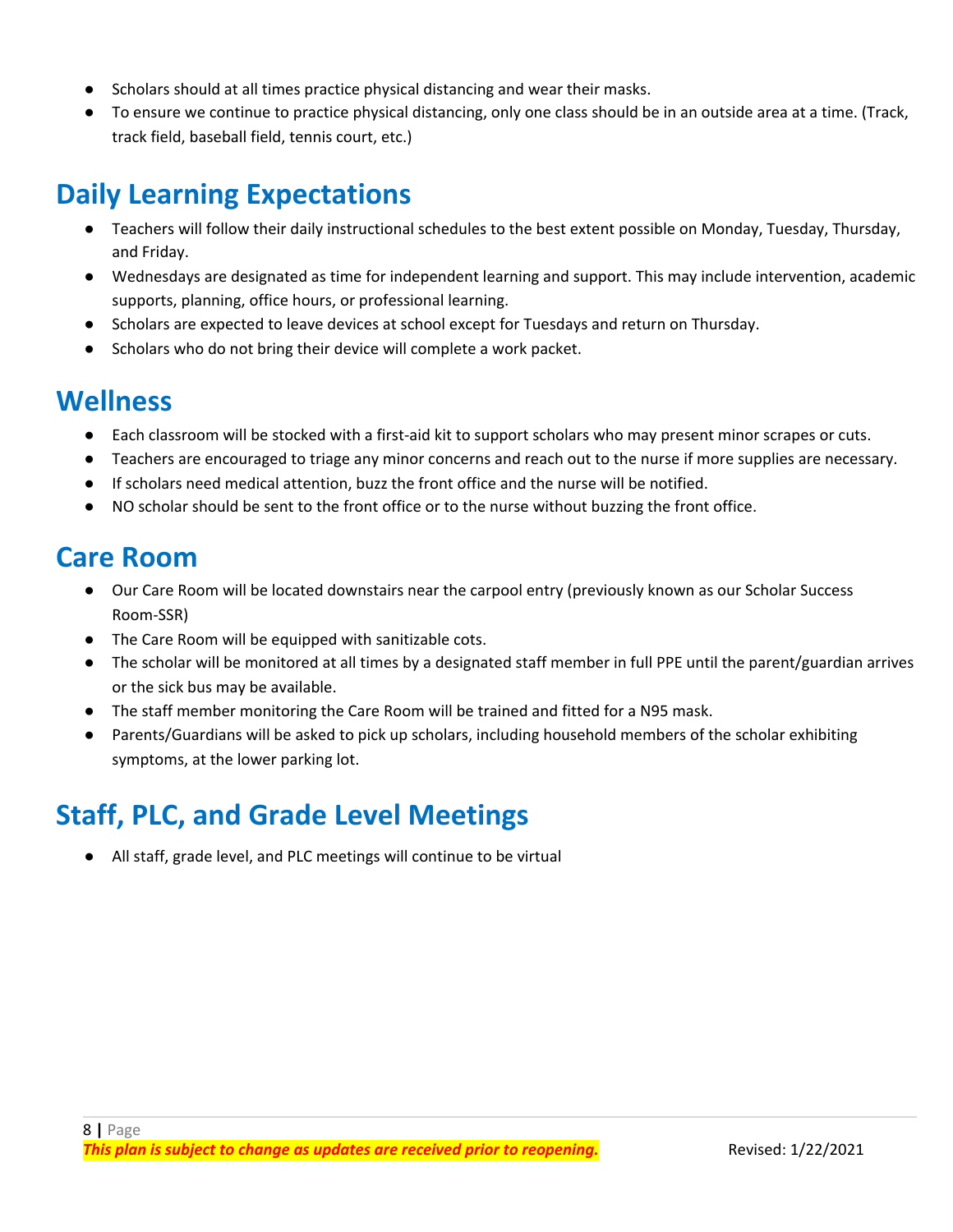- Scholars should at all times practice physical distancing and wear their masks.
- To ensure we continue to practice physical distancing, only one class should be in an outside area at a time. (Track, track field, baseball field, tennis court, etc.)

## Daily Learning Expectations

- Teachers will follow their daily instructional schedules to the best extent possible on Monday, Tuesday, Thursday, and Friday.
- Wednesdays are designated as time for independent learning and support. This may include intervention, academic supports, planning, office hours, or professional learning.
- Scholars are expected to leave devices at school except for Tuesdays and return on Thursday.
- Scholars who do not bring their device will complete a work packet.

## Wellness

- Each classroom will be stocked with a first-aid kit to support scholars who may present minor scrapes or cuts.
- Teachers are encouraged to triage any minor concerns and reach out to the nurse if more supplies are necessary.
- If scholars need medical attention, buzz the front office and the nurse will be notified.
- NO scholar should be sent to the front office or to the nurse without buzzing the front office.

## Care Room

- Our Care Room will be located downstairs near the carpool entry (previously known as our Scholar Success Room-SSR)
- The Care Room will be equipped with sanitizable cots.
- The scholar will be monitored at all times by a designated staff member in full PPE until the parent/guardian arrives or the sick bus may be available.
- The staff member monitoring the Care Room will be trained and fitted for a N95 mask.
- Parents/Guardians will be asked to pick up scholars, including household members of the scholar exhibiting symptoms, at the lower parking lot.

## Staff, PLC, and Grade Level Meetings

- All staff, grade level, and PLC meetings will continue to be virtual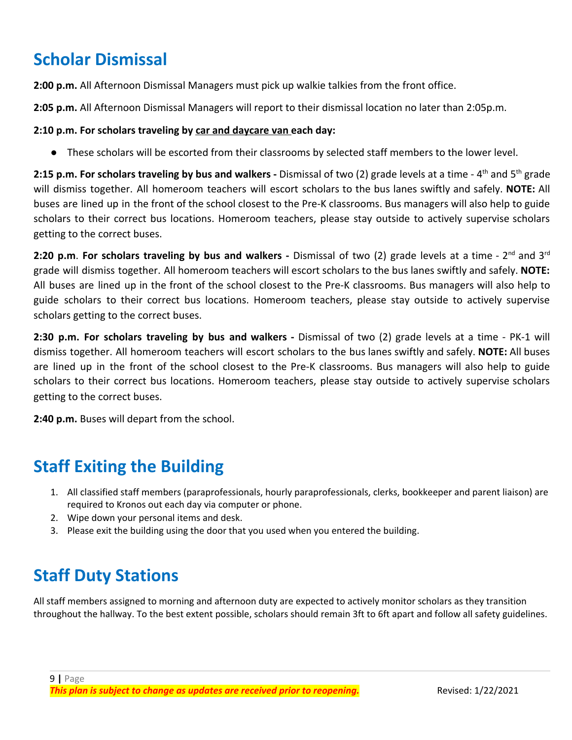## Scholar Dismissal

**2:00 p.m.** All Afternoon Dismissal Managers must pick up walkie talkies from the front office.

**2:05 p.m.** All Afternoon Dismissal Managers will report to their dismissal location no later than 2:05p.m.

**2:10 p.m. For scholars traveling by car and daycare van each day:**

- These scholars will be escorted from their classrooms by selected staff members to the lower level.

**2:15 p.m. For scholars traveling by bus and walkers -** Dismissal of two (2) grade levels at a time - 4th and 5th grade will dismiss together. All homeroom teachers will escort scholars to the bus lanes swiftly and safely. **NOTE:** All buses are lined up in the front of the school closest to the Pre-K classrooms. Bus managers will also help to guide scholars to their correct bus locations. Homeroom teachers, please stay outside to actively supervise scholars getting to the correct buses.

**2:20 p.m**. **For scholars traveling by bus and walkers -** Dismissal of two (2) grade levels at a time - 2nd and 3rd grade will dismiss together. All homeroom teachers will escort scholars to the bus lanes swiftly and safely. **NOTE:** All buses are lined up in the front of the school closest to the Pre-K classrooms. Bus managers will also help to guide scholars to their correct bus locations. Homeroom teachers, please stay outside to actively supervise scholars getting to the correct buses.

**2:30 p.m. For scholars traveling by bus and walkers -** Dismissal of two (2) grade levels at a time - PK-1 will dismiss together. All homeroom teachers will escort scholars to the bus lanes swiftly and safely. **NOTE:** All buses are lined up in the front of the school closest to the Pre-K classrooms. Bus managers will also help to guide scholars to their correct bus locations. Homeroom teachers, please stay outside to actively supervise scholars getting to the correct buses.

**2:40 p.m.** Buses will depart from the school.

## Staff Exiting the Building

1. All classified staff members (paraprofessionals, hourly paraprofessionals, clerks, bookkeeper and parent liaison) are required to Kronos out each day via computer or phone.
2. Wipe down your personal items and desk.
3. Please exit the building using the door that you used when you entered the building.

## Staff Duty Stations

All staff members assigned to morning and afternoon duty are expected to actively monitor scholars as they transition throughout the hallway. To the best extent possible, scholars should remain 3ft to 6ft apart and follow all safety guidelines.

***This plan is subject to change as updates are received prior to reopening.*** Revised: 1/22/2021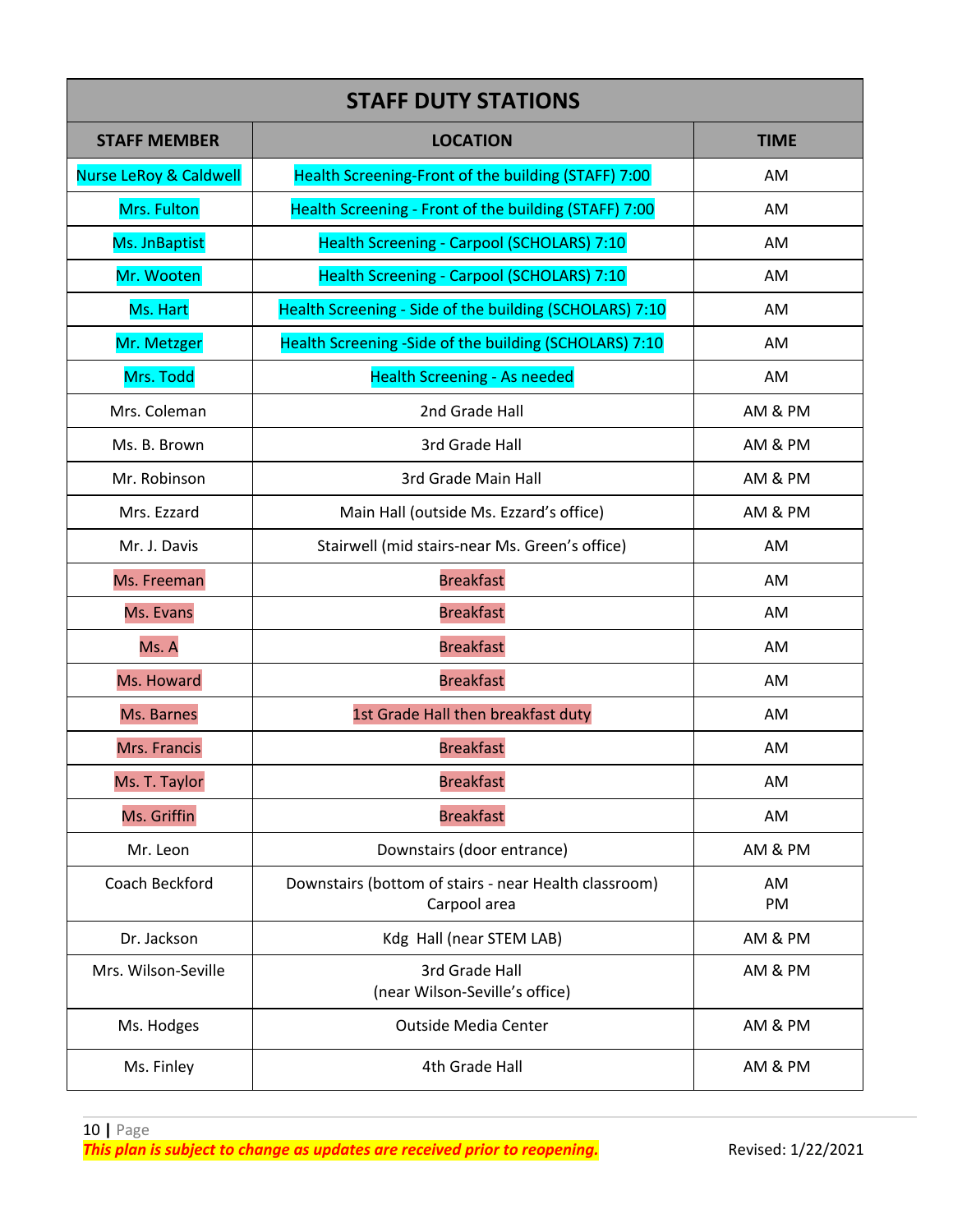| STAFF DUTY STATIONS | | |
|---|---|---|
| **STAFF MEMBER** | **LOCATION** | **TIME** |
| Nurse LeRoy & Caldwell | Health Screening-Front of the building (STAFF) 7:00 | AM |
| Mrs. Fulton | Health Screening - Front of the building (STAFF) 7:00 | AM |
| Ms. JnBaptist | Health Screening - Carpool (SCHOLARS) 7:10 | AM |
| Mr. Wooten | Health Screening - Carpool (SCHOLARS) 7:10 | AM |
| Ms. Hart | Health Screening - Side of the building (SCHOLARS) 7:10 | AM |
| Mr. Metzger | Health Screening -Side of the building (SCHOLARS) 7:10 | AM |
| Mrs. Todd | Health Screening - As needed | AM |
| Mrs. Coleman | 2nd Grade Hall | AM & PM |
| Ms. B. Brown | 3rd Grade Hall | AM & PM |
| Mr. Robinson | 3rd Grade Main Hall | AM & PM |
| Mrs. Ezzard | Main Hall (outside Ms. Ezzard's office) | AM & PM |
| Mr. J. Davis | Stairwell (mid stairs-near Ms. Green's office) | AM |
| Ms. Freeman | Breakfast | AM |
| Ms. Evans | Breakfast | AM |
| Ms. A | Breakfast | AM |
| Ms. Howard | Breakfast | AM |
| Ms. Barnes | 1st Grade Hall then breakfast duty | AM |
| Mrs. Francis | Breakfast | AM |
| Ms. T. Taylor | Breakfast | AM |
| Ms. Griffin | Breakfast | AM |
| Mr. Leon | Downstairs (door entrance) | AM & PM |
| Coach Beckford | Downstairs (bottom of stairs - near Health classroom)<br>Carpool area | AM<br>PM |
| Dr. Jackson | Kdg Hall (near STEM LAB) | AM & PM |
| Mrs. Wilson-Seville | 3rd Grade Hall<br>(near Wilson-Seville's office) | AM & PM |
| Ms. Hodges | Outside Media Center | AM & PM |
| Ms. Finley | 4th Grade Hall | AM & PM |

***This plan is subject to change as updates are received prior to reopening.***

Revised: 1/22/2021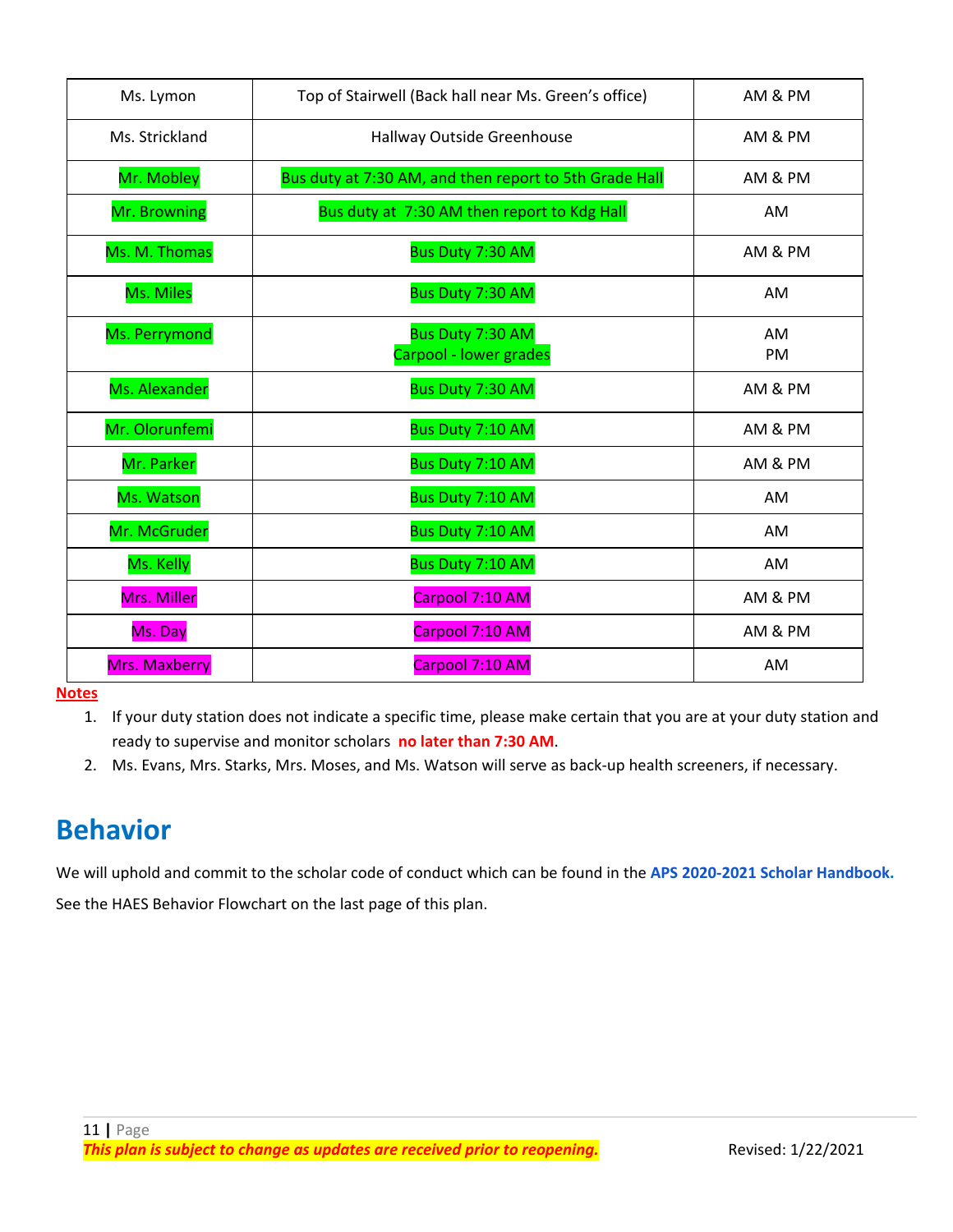| Ms. Lymon | Top of Stairwell (Back hall near Ms. Green's office) | AM & PM |
|---|---|---|
| Ms. Strickland | Hallway Outside Greenhouse | AM & PM |
| Mr. Mobley | Bus duty at 7:30 AM, and then report to 5th Grade Hall | AM & PM |
| Mr. Browning | Bus duty at 7:30 AM then report to Kdg Hall | AM |
| Ms. M. Thomas | Bus Duty 7:30 AM | AM & PM |
| Ms. Miles | Bus Duty 7:30 AM | AM |
| Ms. Perrymond | Bus Duty 7:30 AM<br>Carpool - lower grades | AM<br>PM |
| Ms. Alexander | Bus Duty 7:30 AM | AM & PM |
| Mr. Olorunfemi | Bus Duty 7:10 AM | AM & PM |
| Mr. Parker | Bus Duty 7:10 AM | AM & PM |
| Ms. Watson | Bus Duty 7:10 AM | AM |
| Mr. McGruder | Bus Duty 7:10 AM | AM |
| Ms. Kelly | Bus Duty 7:10 AM | AM |
| Mrs. Miller | Carpool 7:10 AM | AM & PM |
| Ms. Day | Carpool 7:10 AM | AM & PM |
| Mrs. Maxberry | Carpool 7:10 AM | AM |

**Notes**

1. If your duty station does not indicate a specific time, please make certain that you are at your duty station and ready to supervise and monitor scholars **no later than 7:30 AM**.
2. Ms. Evans, Mrs. Starks, Mrs. Moses, and Ms. Watson will serve as back-up health screeners, if necessary.

# Behavior

We will uphold and commit to the scholar code of conduct which can be found in the **APS 2020-2021 Scholar Handbook.**

See the HAES Behavior Flowchart on the last page of this plan.

***This plan is subject to change as updates are received prior to reopening.*** Revised: 1/22/2021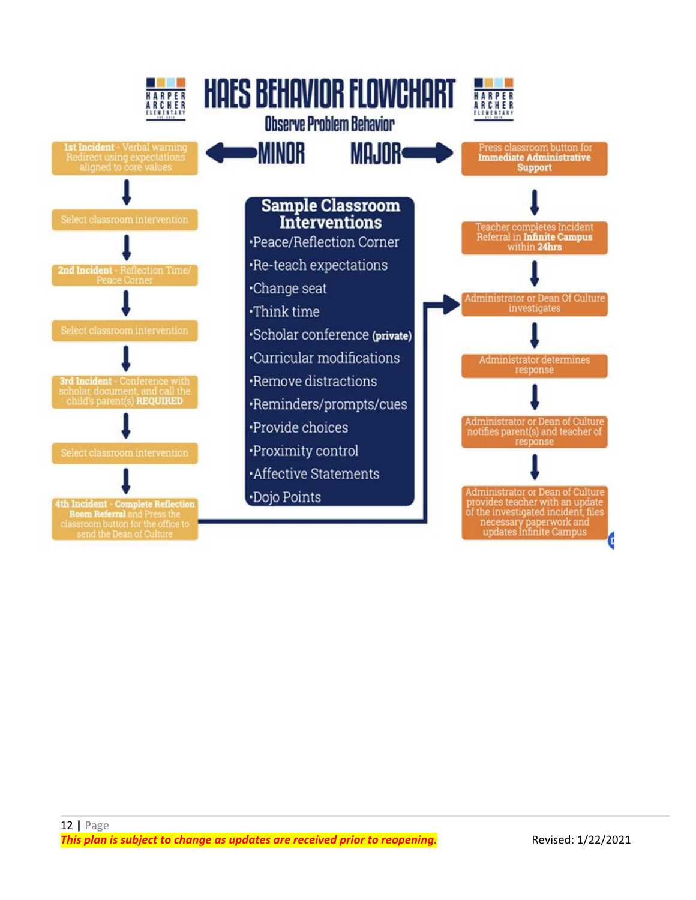# HAES BEHAVIOR FLOWCHART

HARPER ARCHER ELEMENTARY

## Observe Problem Behavior

MINOR

MAJOR

### Minor

**1st Incident** - Verbal warning Redirect using expectations aligned to core values

Select classroom intervention

**2nd Incident** - Reflection Time/ Peace Corner

Select classroom intervention

**3rd Incident** - Conference with scholar, document, and call the child's parent(s) **REQUIRED**

Select classroom intervention

**4th Incident** - **Complete Reflection Room Referral** and Press the classroom button for the office to send the Dean of Culture

### Sample Classroom Interventions

- Peace/Reflection Corner
- Re-teach expectations
- Change seat
- Think time
- Scholar conference **(private)**
- Curricular modifications
- Remove distractions
- Reminders/prompts/cues
- Provide choices
- Proximity control
- Affective Statements
- Dojo Points

### Major

Press classroom button for **Immediate Administrative Support**

Teacher completes Incident Referral in **Infinite Campus** within **24hrs**

Administrator or Dean Of Culture investigates

Administrator determines response

Administrator or Dean of Culture notifies parent(s) and teacher of response

Administrator or Dean of Culture provides teacher with an update of the investigated incident, files necessary paperwork and updates Infinite Campus

***This plan is subject to change as updates are received prior to reopening.***

Revised: 1/22/2021